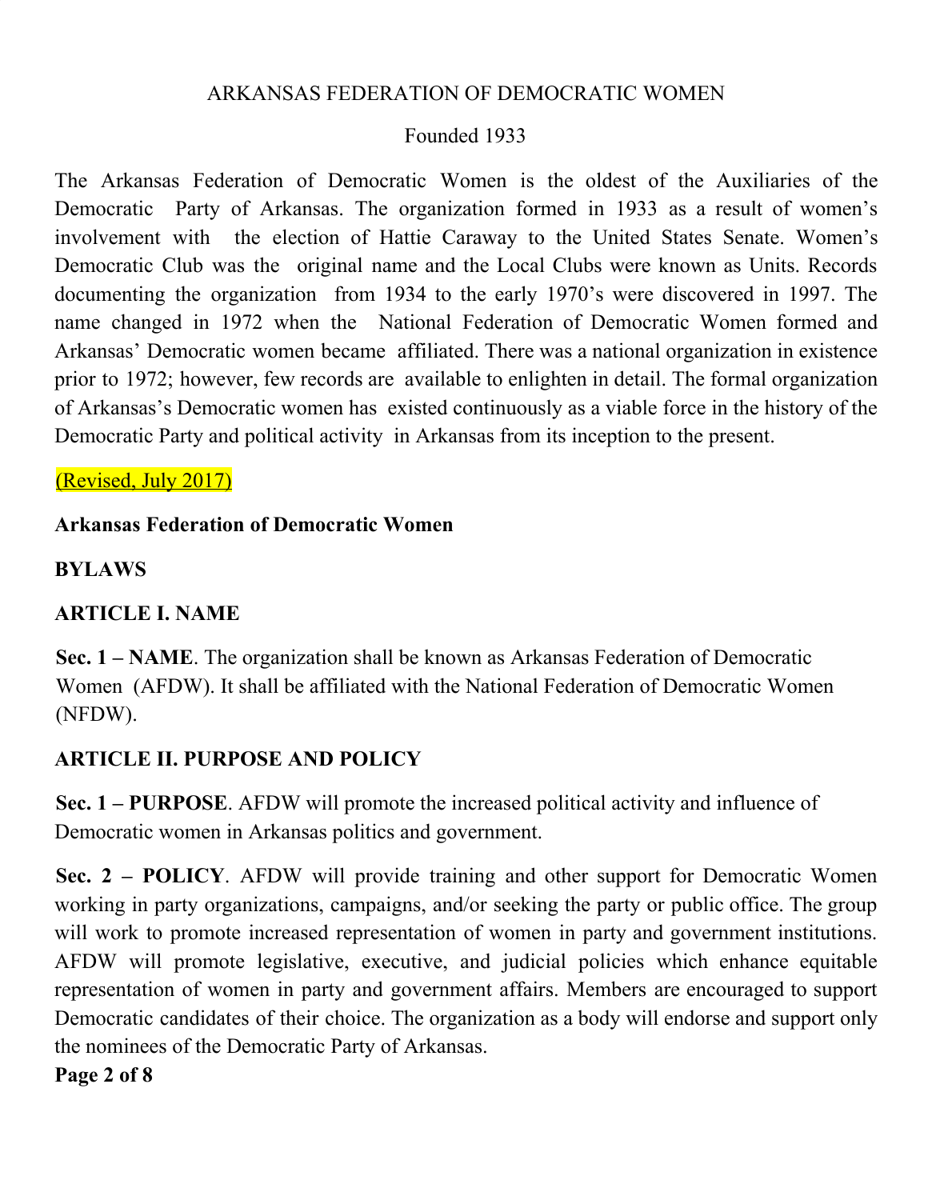ARKANSAS FEDERATION OF DEMOCRATIC WOMEN

Founded 1933

The Arkansas Federation of Democratic Women is the oldest of the Auxiliaries of the Democratic Party of Arkansas. The organization formed in 1933 as a result of women's involvement with the election of Hattie Caraway to the United States Senate. Women's Democratic Club was the original name and the Local Clubs were known as Units. Records documenting the organization from 1934 to the early 1970's were discovered in 1997. The name changed in 1972 when the National Federation of Democratic Women formed and Arkansas' Democratic women became affiliated. There was a national organization in existence prior to 1972; however, few records are available to enlighten in detail. The formal organization of Arkansas's Democratic women has existed continuously as a viable force in the history of the Democratic Party and political activity in Arkansas from its inception to the present.

(Revised, July 2017)

**Arkansas Federation of Democratic Women**

**BYLAWS**

## ARTICLE I. NAME

**Sec. 1 – NAME**. The organization shall be known as Arkansas Federation of Democratic Women (AFDW). It shall be affiliated with the National Federation of Democratic Women (NFDW).

## ARTICLE II. PURPOSE AND POLICY

**Sec. 1 – PURPOSE**. AFDW will promote the increased political activity and influence of Democratic women in Arkansas politics and government.

**Sec. 2 – POLICY**. AFDW will provide training and other support for Democratic Women working in party organizations, campaigns, and/or seeking the party or public office. The group will work to promote increased representation of women in party and government institutions. AFDW will promote legislative, executive, and judicial policies which enhance equitable representation of women in party and government affairs. Members are encouraged to support Democratic candidates of their choice. The organization as a body will endorse and support only the nominees of the Democratic Party of Arkansas.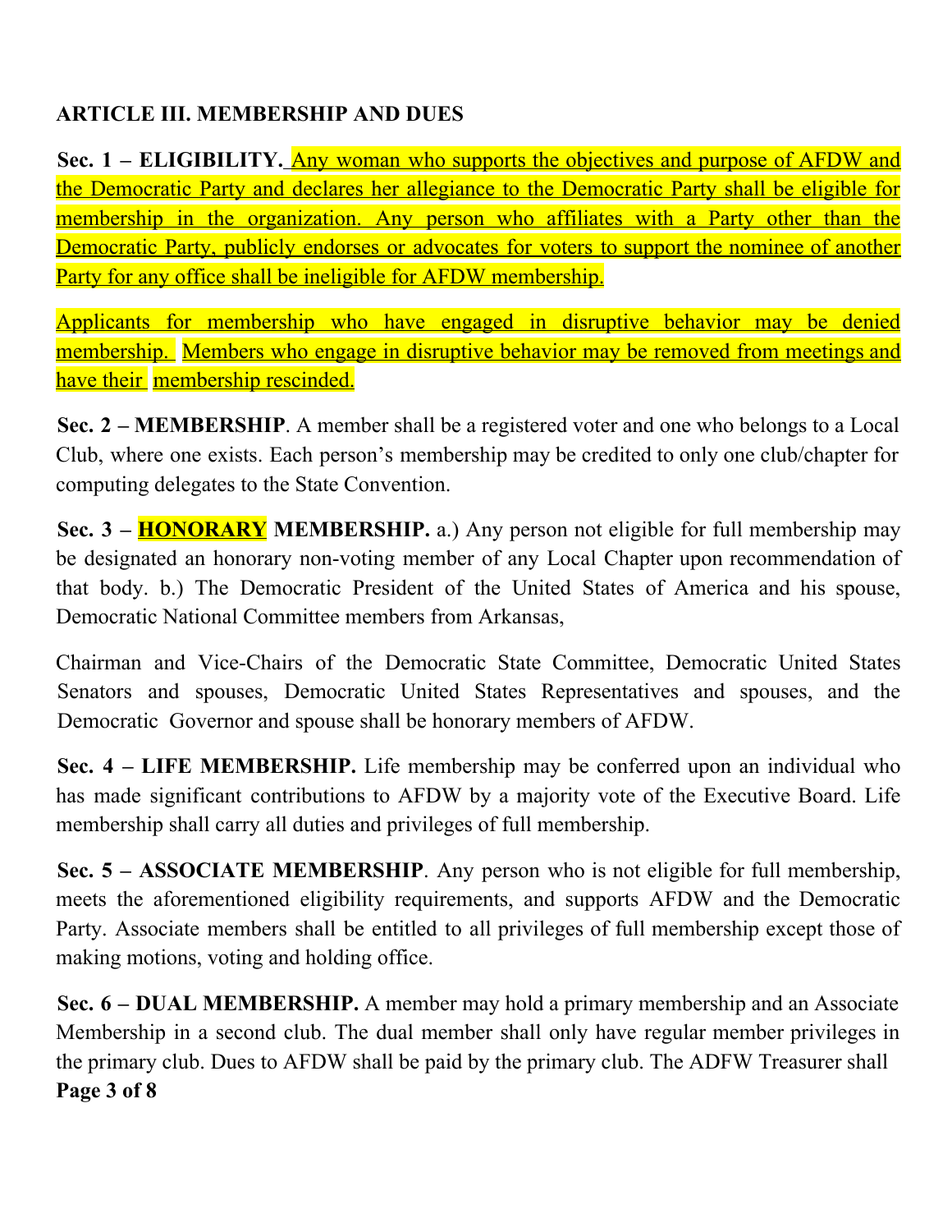## ARTICLE III. MEMBERSHIP AND DUES

**Sec. 1 – ELIGIBILITY.** Any woman who supports the objectives and purpose of AFDW and the Democratic Party and declares her allegiance to the Democratic Party shall be eligible for membership in the organization. Any person who affiliates with a Party other than the Democratic Party, publicly endorses or advocates for voters to support the nominee of another Party for any office shall be ineligible for AFDW membership.

Applicants for membership who have engaged in disruptive behavior may be denied membership. Members who engage in disruptive behavior may be removed from meetings and have their membership rescinded.

**Sec. 2 – MEMBERSHIP**. A member shall be a registered voter and one who belongs to a Local Club, where one exists. Each person's membership may be credited to only one club/chapter for computing delegates to the State Convention.

**Sec. 3 – HONORARY MEMBERSHIP.** a.) Any person not eligible for full membership may be designated an honorary non-voting member of any Local Chapter upon recommendation of that body. b.) The Democratic President of the United States of America and his spouse, Democratic National Committee members from Arkansas, Chairman and Vice-Chairs of the Democratic State Committee, Democratic United States Senators and spouses, Democratic United States Representatives and spouses, and the Democratic Governor and spouse shall be honorary members of AFDW.

**Sec. 4 – LIFE MEMBERSHIP.** Life membership may be conferred upon an individual who has made significant contributions to AFDW by a majority vote of the Executive Board. Life membership shall carry all duties and privileges of full membership.

**Sec. 5 – ASSOCIATE MEMBERSHIP**. Any person who is not eligible for full membership, meets the aforementioned eligibility requirements, and supports AFDW and the Democratic Party. Associate members shall be entitled to all privileges of full membership except those of making motions, voting and holding office.

**Sec. 6 – DUAL MEMBERSHIP.** A member may hold a primary membership and an Associate Membership in a second club. The dual member shall only have regular member privileges in the primary club. Dues to AFDW shall be paid by the primary club. The ADFW Treasurer shall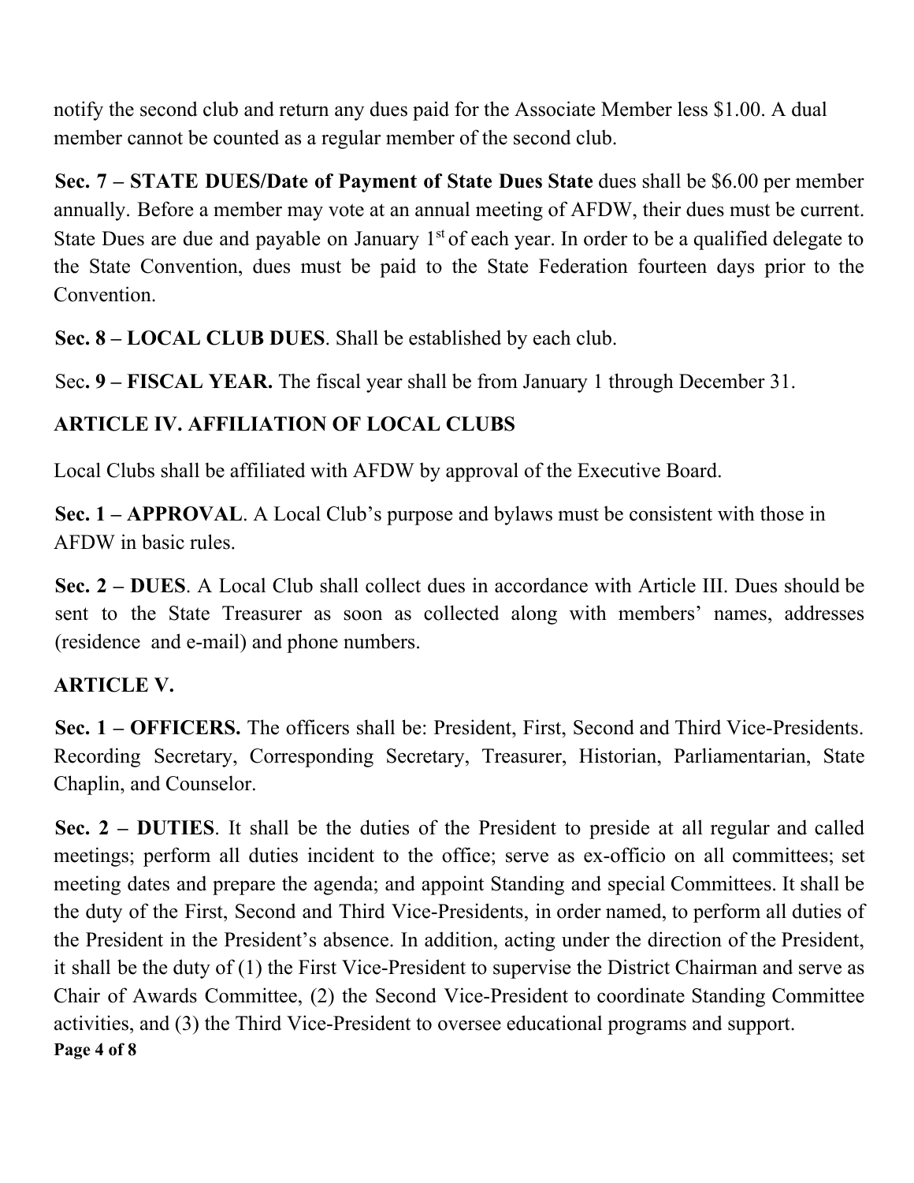notify the second club and return any dues paid for the Associate Member less $1.00. A dual member cannot be counted as a regular member of the second club.

**Sec. 7 – STATE DUES/Date of Payment of State Dues State** dues shall be $6.00 per member annually. Before a member may vote at an annual meeting of AFDW, their dues must be current. State Dues are due and payable on January 1st of each year. In order to be a qualified delegate to the State Convention, dues must be paid to the State Federation fourteen days prior to the Convention.

**Sec. 8 – LOCAL CLUB DUES**. Shall be established by each club.

Sec**. 9 – FISCAL YEAR.** The fiscal year shall be from January 1 through December 31.

## ARTICLE IV. AFFILIATION OF LOCAL CLUBS

Local Clubs shall be affiliated with AFDW by approval of the Executive Board.

**Sec. 1 – APPROVAL**. A Local Club's purpose and bylaws must be consistent with those in AFDW in basic rules.

**Sec. 2 – DUES**. A Local Club shall collect dues in accordance with Article III. Dues should be sent to the State Treasurer as soon as collected along with members' names, addresses (residence and e-mail) and phone numbers.

## ARTICLE V.

**Sec. 1 – OFFICERS.** The officers shall be: President, First, Second and Third Vice-Presidents. Recording Secretary, Corresponding Secretary, Treasurer, Historian, Parliamentarian, State Chaplin, and Counselor.

**Sec. 2 – DUTIES**. It shall be the duties of the President to preside at all regular and called meetings; perform all duties incident to the office; serve as ex-officio on all committees; set meeting dates and prepare the agenda; and appoint Standing and special Committees. It shall be the duty of the First, Second and Third Vice-Presidents, in order named, to perform all duties of the President in the President's absence. In addition, acting under the direction of the President, it shall be the duty of (1) the First Vice-President to supervise the District Chairman and serve as Chair of Awards Committee, (2) the Second Vice-President to coordinate Standing Committee activities, and (3) the Third Vice-President to oversee educational programs and support.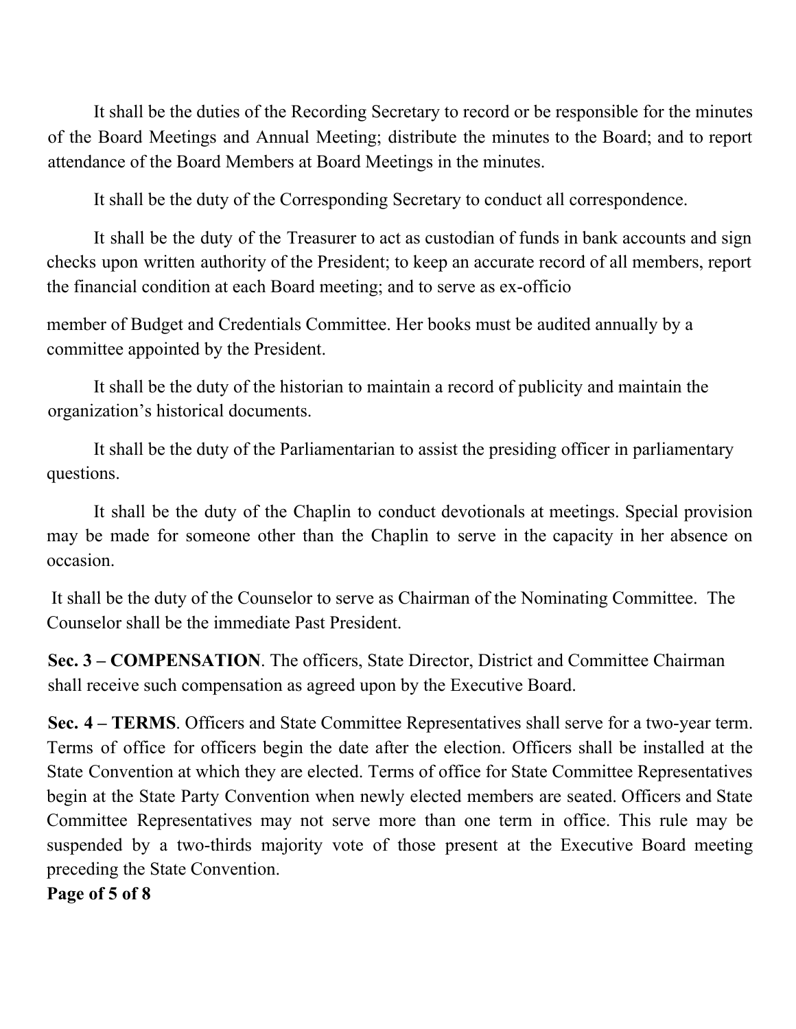It shall be the duties of the Recording Secretary to record or be responsible for the minutes of the Board Meetings and Annual Meeting; distribute the minutes to the Board; and to report attendance of the Board Members at Board Meetings in the minutes.

It shall be the duty of the Corresponding Secretary to conduct all correspondence.

It shall be the duty of the Treasurer to act as custodian of funds in bank accounts and sign checks upon written authority of the President; to keep an accurate record of all members, report the financial condition at each Board meeting; and to serve as ex-officio

member of Budget and Credentials Committee. Her books must be audited annually by a committee appointed by the President.

It shall be the duty of the historian to maintain a record of publicity and maintain the organization's historical documents.

It shall be the duty of the Parliamentarian to assist the presiding officer in parliamentary questions.

It shall be the duty of the Chaplin to conduct devotionals at meetings. Special provision may be made for someone other than the Chaplin to serve in the capacity in her absence on occasion.

It shall be the duty of the Counselor to serve as Chairman of the Nominating Committee. The Counselor shall be the immediate Past President.

**Sec. 3 – COMPENSATION**. The officers, State Director, District and Committee Chairman shall receive such compensation as agreed upon by the Executive Board.

**Sec. 4 – TERMS**. Officers and State Committee Representatives shall serve for a two-year term. Terms of office for officers begin the date after the election. Officers shall be installed at the State Convention at which they are elected. Terms of office for State Committee Representatives begin at the State Party Convention when newly elected members are seated. Officers and State Committee Representatives may not serve more than one term in office. This rule may be suspended by a two-thirds majority vote of those present at the Executive Board meeting preceding the State Convention.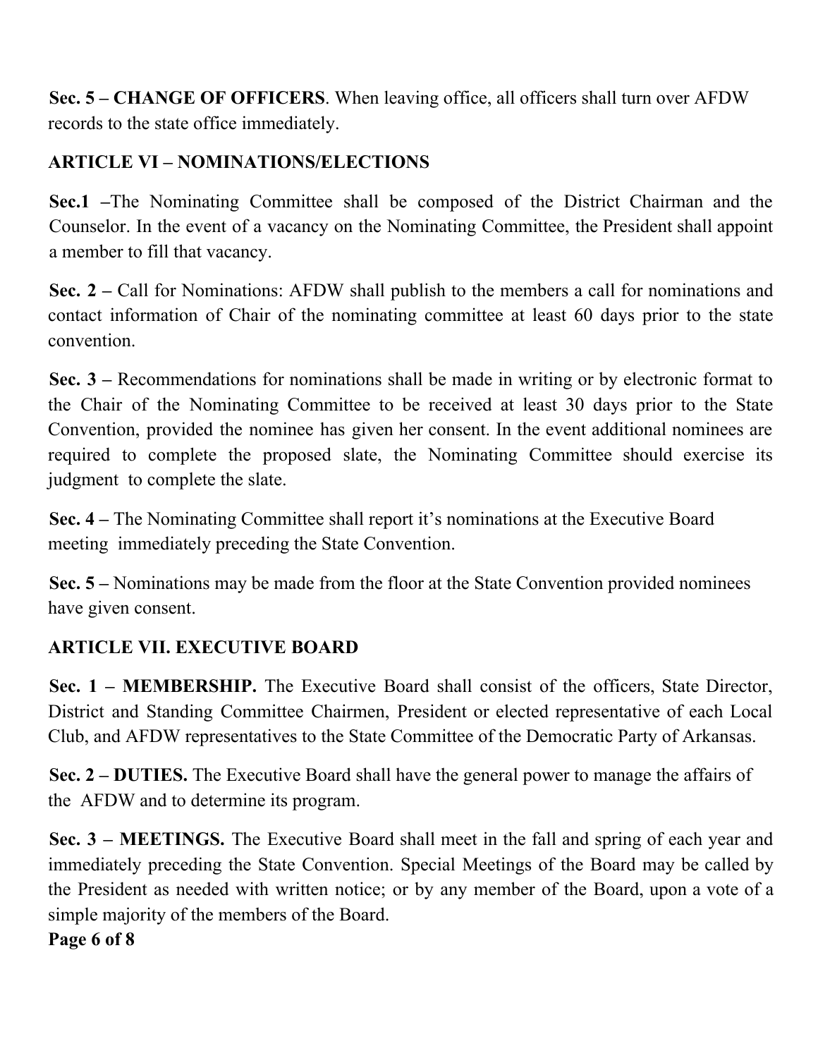**Sec. 5 – CHANGE OF OFFICERS**. When leaving office, all officers shall turn over AFDW records to the state office immediately.

## ARTICLE VI – NOMINATIONS/ELECTIONS

**Sec.1 –**The Nominating Committee shall be composed of the District Chairman and the Counselor. In the event of a vacancy on the Nominating Committee, the President shall appoint a member to fill that vacancy.

**Sec. 2 –** Call for Nominations: AFDW shall publish to the members a call for nominations and contact information of Chair of the nominating committee at least 60 days prior to the state convention.

**Sec. 3 –** Recommendations for nominations shall be made in writing or by electronic format to the Chair of the Nominating Committee to be received at least 30 days prior to the State Convention, provided the nominee has given her consent. In the event additional nominees are required to complete the proposed slate, the Nominating Committee should exercise its judgment to complete the slate.

**Sec. 4 –** The Nominating Committee shall report it's nominations at the Executive Board meeting immediately preceding the State Convention.

**Sec. 5 –** Nominations may be made from the floor at the State Convention provided nominees have given consent.

## ARTICLE VII. EXECUTIVE BOARD

**Sec. 1 – MEMBERSHIP.** The Executive Board shall consist of the officers, State Director, District and Standing Committee Chairmen, President or elected representative of each Local Club, and AFDW representatives to the State Committee of the Democratic Party of Arkansas.

**Sec. 2 – DUTIES.** The Executive Board shall have the general power to manage the affairs of the AFDW and to determine its program.

**Sec. 3 – MEETINGS.** The Executive Board shall meet in the fall and spring of each year and immediately preceding the State Convention. Special Meetings of the Board may be called by the President as needed with written notice; or by any member of the Board, upon a vote of a simple majority of the members of the Board.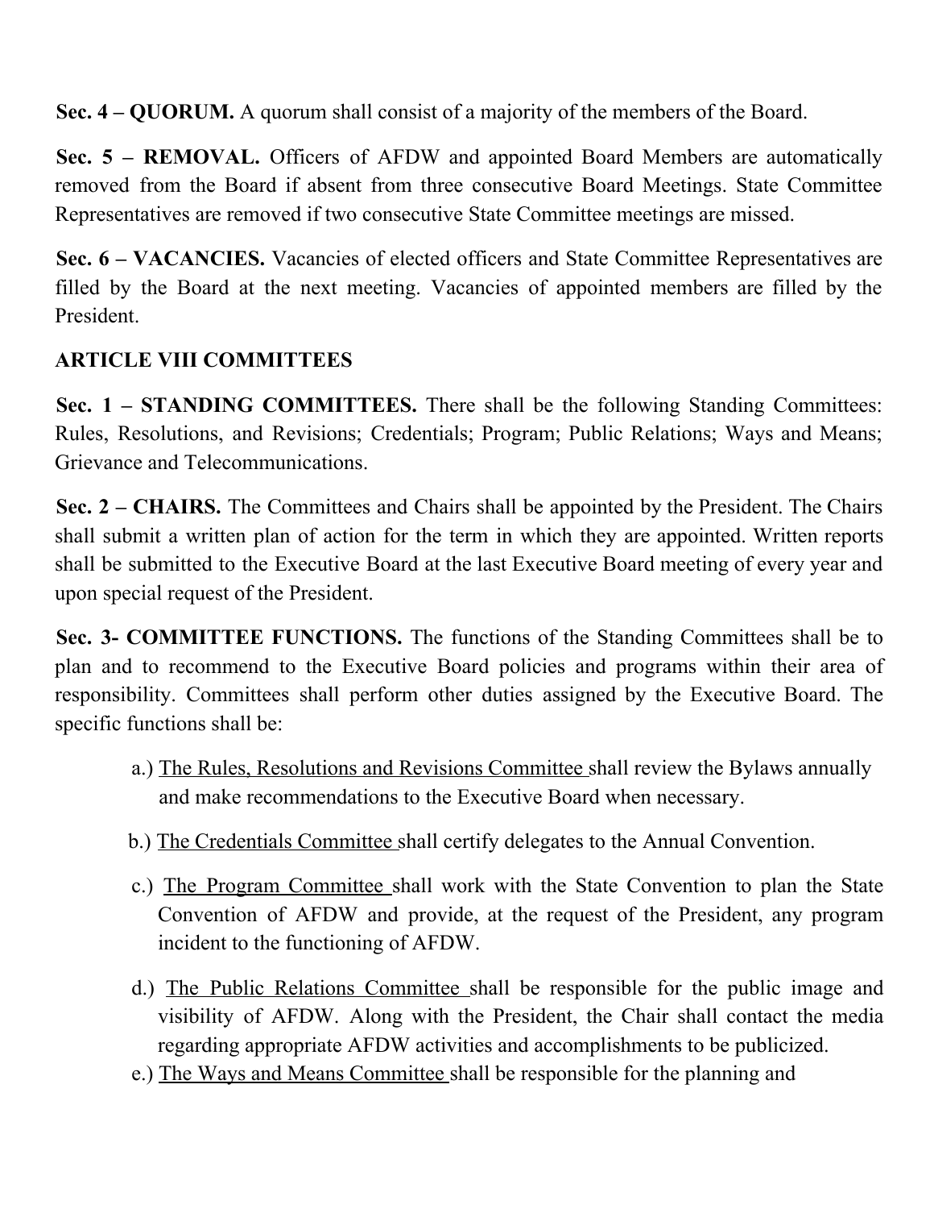**Sec. 4 – QUORUM.** A quorum shall consist of a majority of the members of the Board.

**Sec. 5 – REMOVAL.** Officers of AFDW and appointed Board Members are automatically removed from the Board if absent from three consecutive Board Meetings. State Committee Representatives are removed if two consecutive State Committee meetings are missed.

**Sec. 6 – VACANCIES.** Vacancies of elected officers and State Committee Representatives are filled by the Board at the next meeting. Vacancies of appointed members are filled by the President.

## ARTICLE VIII COMMITTEES

**Sec. 1 – STANDING COMMITTEES.** There shall be the following Standing Committees: Rules, Resolutions, and Revisions; Credentials; Program; Public Relations; Ways and Means; Grievance and Telecommunications.

**Sec. 2 – CHAIRS.** The Committees and Chairs shall be appointed by the President. The Chairs shall submit a written plan of action for the term in which they are appointed. Written reports shall be submitted to the Executive Board at the last Executive Board meeting of every year and upon special request of the President.

**Sec. 3- COMMITTEE FUNCTIONS.** The functions of the Standing Committees shall be to plan and to recommend to the Executive Board policies and programs within their area of responsibility. Committees shall perform other duties assigned by the Executive Board. The specific functions shall be:

a.) <u>The Rules, Resolutions and Revisions Committee</u> shall review the Bylaws annually and make recommendations to the Executive Board when necessary.

b.) <u>The Credentials Committee</u> shall certify delegates to the Annual Convention.

c.) <u>The Program Committee</u> shall work with the State Convention to plan the State Convention of AFDW and provide, at the request of the President, any program incident to the functioning of AFDW.

d.) <u>The Public Relations Committee</u> shall be responsible for the public image and visibility of AFDW. Along with the President, the Chair shall contact the media regarding appropriate AFDW activities and accomplishments to be publicized.

e.) <u>The Ways and Means Committee</u> shall be responsible for the planning and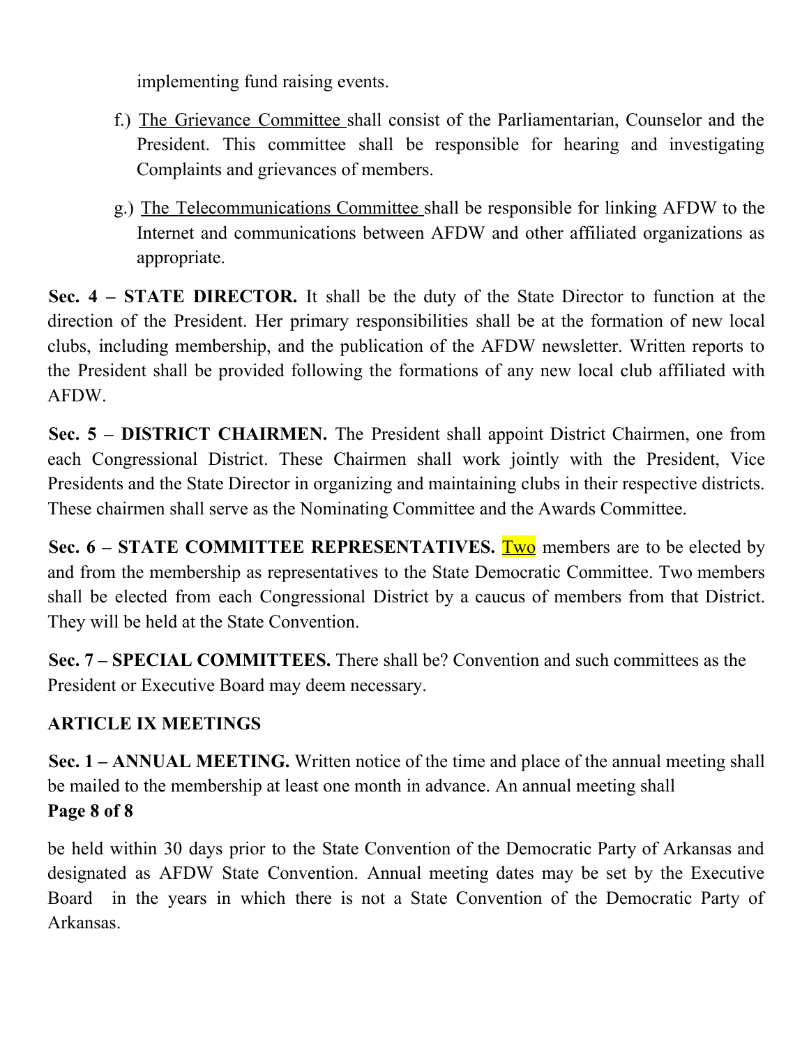implementing fund raising events.

f.) The Grievance Committee shall consist of the Parliamentarian, Counselor and the President. This committee shall be responsible for hearing and investigating Complaints and grievances of members.

g.) The Telecommunications Committee shall be responsible for linking AFDW to the Internet and communications between AFDW and other affiliated organizations as appropriate.

**Sec. 4 – STATE DIRECTOR.** It shall be the duty of the State Director to function at the direction of the President. Her primary responsibilities shall be at the formation of new local clubs, including membership, and the publication of the AFDW newsletter. Written reports to the President shall be provided following the formations of any new local club affiliated with AFDW.

**Sec. 5 – DISTRICT CHAIRMEN.** The President shall appoint District Chairmen, one from each Congressional District. These Chairmen shall work jointly with the President, Vice Presidents and the State Director in organizing and maintaining clubs in their respective districts. These chairmen shall serve as the Nominating Committee and the Awards Committee.

**Sec. 6 – STATE COMMITTEE REPRESENTATIVES.** Two members are to be elected by and from the membership as representatives to the State Democratic Committee. Two members shall be elected from each Congressional District by a caucus of members from that District. They will be held at the State Convention.

**Sec. 7 – SPECIAL COMMITTEES.** There shall be? Convention and such committees as the President or Executive Board may deem necessary.

## ARTICLE IX MEETINGS

**Sec. 1 – ANNUAL MEETING.** Written notice of the time and place of the annual meeting shall be mailed to the membership at least one month in advance. An annual meeting shall be held within 30 days prior to the State Convention of the Democratic Party of Arkansas and designated as AFDW State Convention. Annual meeting dates may be set by the Executive Board in the years in which there is not a State Convention of the Democratic Party of Arkansas.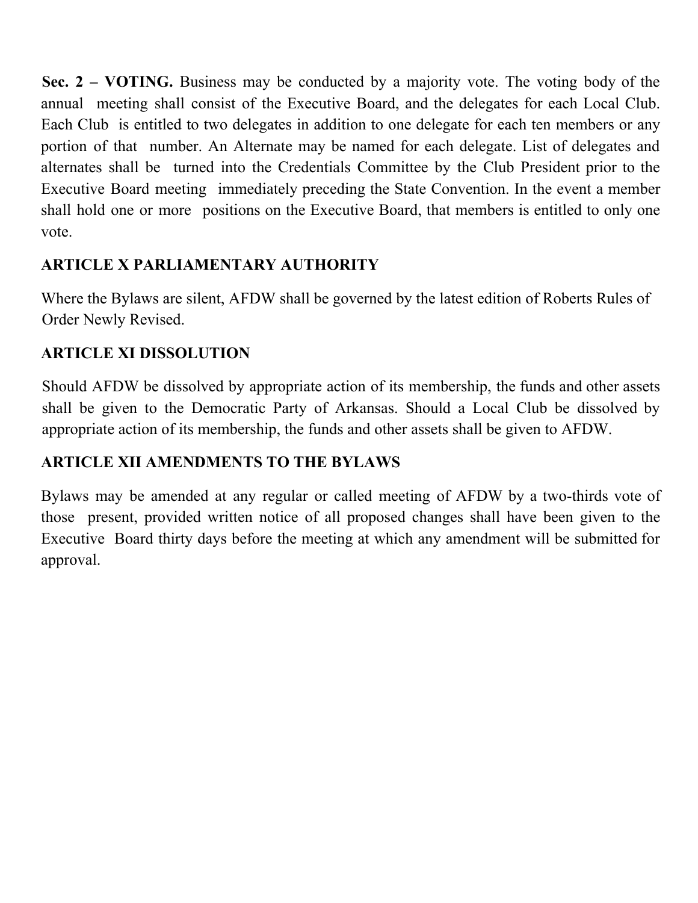**Sec. 2 – VOTING.** Business may be conducted by a majority vote. The voting body of the annual meeting shall consist of the Executive Board, and the delegates for each Local Club. Each Club is entitled to two delegates in addition to one delegate for each ten members or any portion of that number. An Alternate may be named for each delegate. List of delegates and alternates shall be turned into the Credentials Committee by the Club President prior to the Executive Board meeting immediately preceding the State Convention. In the event a member shall hold one or more positions on the Executive Board, that members is entitled to only one vote.

## ARTICLE X PARLIAMENTARY AUTHORITY

Where the Bylaws are silent, AFDW shall be governed by the latest edition of Roberts Rules of Order Newly Revised.

## ARTICLE XI DISSOLUTION

Should AFDW be dissolved by appropriate action of its membership, the funds and other assets shall be given to the Democratic Party of Arkansas. Should a Local Club be dissolved by appropriate action of its membership, the funds and other assets shall be given to AFDW.

## ARTICLE XII AMENDMENTS TO THE BYLAWS

Bylaws may be amended at any regular or called meeting of AFDW by a two-thirds vote of those present, provided written notice of all proposed changes shall have been given to the Executive Board thirty days before the meeting at which any amendment will be submitted for approval.